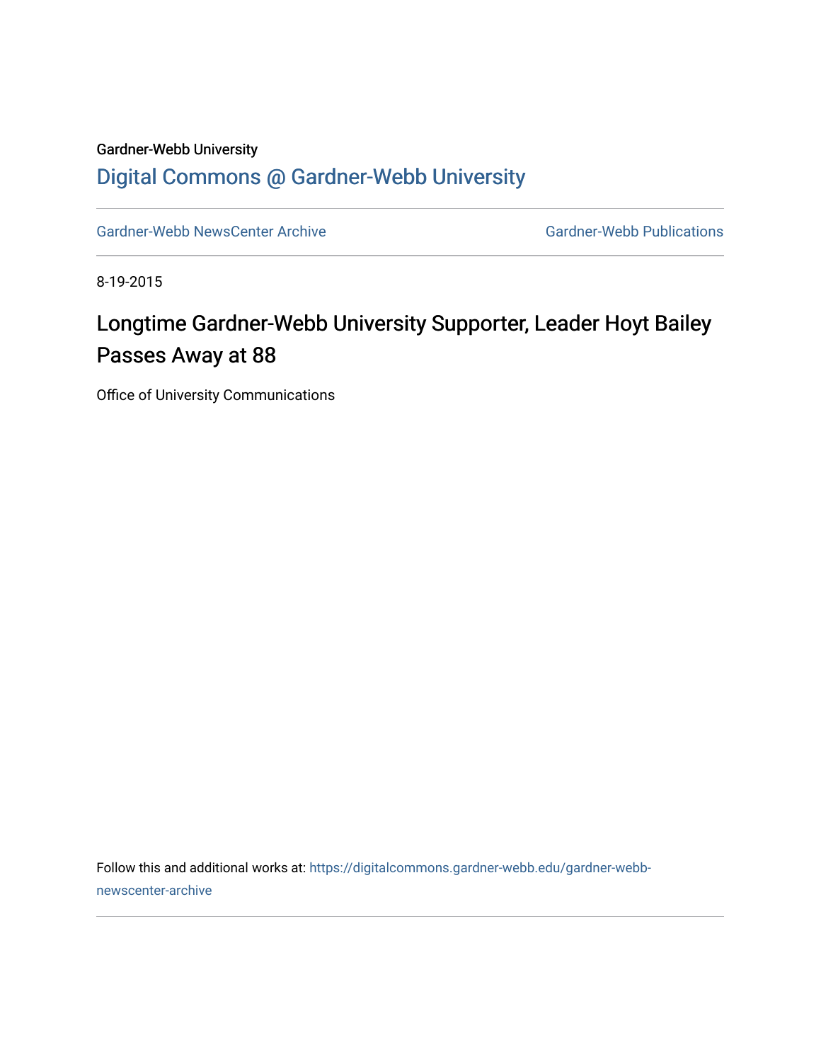Gardner-Webb University

## Digital Commons @ Gardner-Webb University

Gardner-Webb NewsCenter Archive | Gardner-Webb Publications

8-19-2015

# Longtime Gardner-Webb University Supporter, Leader Hoyt Bailey Passes Away at 88

Office of University Communications

Follow this and additional works at: https://digitalcommons.gardner-webb.edu/gardner-webb-newscenter-archive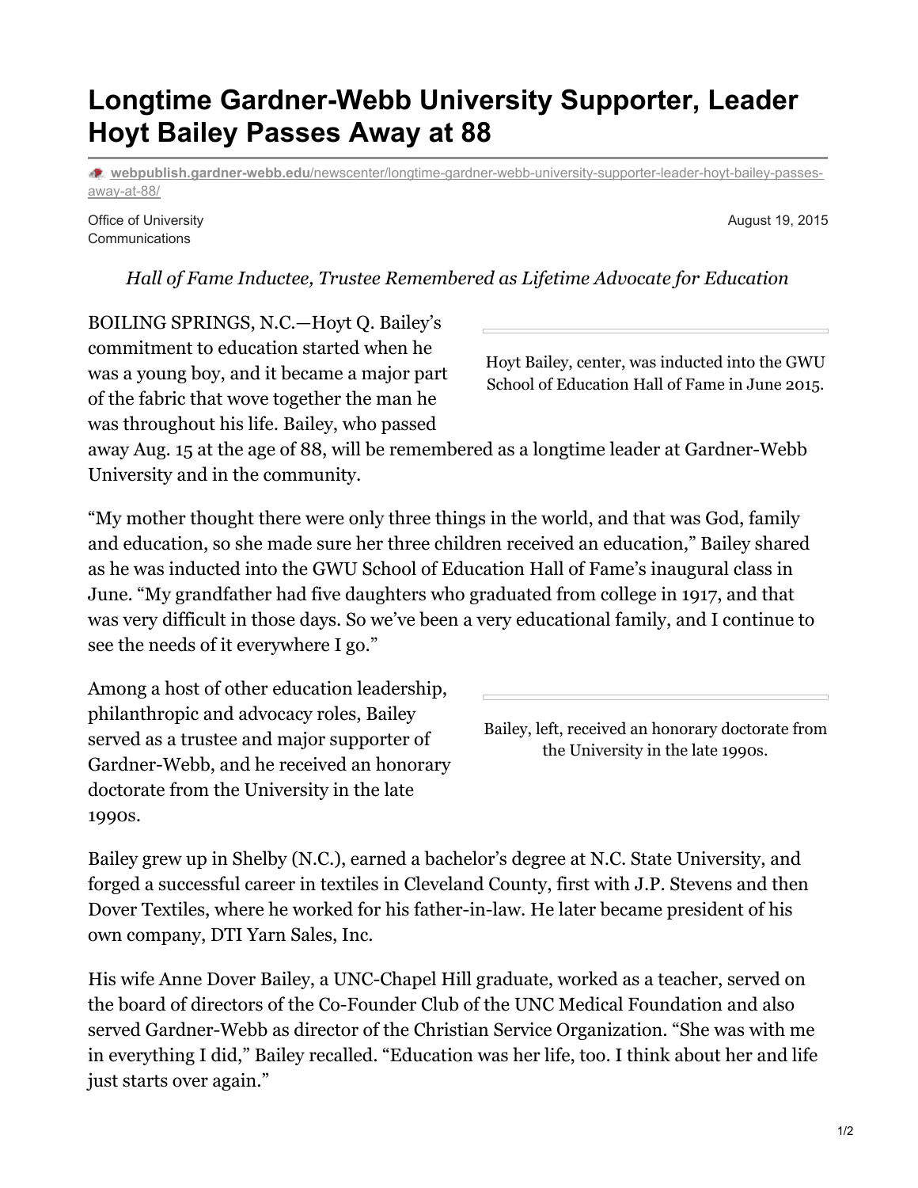# Longtime Gardner-Webb University Supporter, Leader Hoyt Bailey Passes Away at 88

webpublish.gardner-webb.edu/newscenter/longtime-gardner-webb-university-supporter-leader-hoyt-bailey-passes-away-at-88/

Office of University Communications

August 19, 2015

*Hall of Fame Inductee, Trustee Remembered as Lifetime Advocate for Education*

BOILING SPRINGS, N.C.—Hoyt Q. Bailey's commitment to education started when he was a young boy, and it became a major part of the fabric that wove together the man he was throughout his life. Bailey, who passed away Aug. 15 at the age of 88, will be remembered as a longtime leader at Gardner-Webb University and in the community.

Hoyt Bailey, center, was inducted into the GWU School of Education Hall of Fame in June 2015.

"My mother thought there were only three things in the world, and that was God, family and education, so she made sure her three children received an education," Bailey shared as he was inducted into the GWU School of Education Hall of Fame's inaugural class in June. "My grandfather had five daughters who graduated from college in 1917, and that was very difficult in those days. So we've been a very educational family, and I continue to see the needs of it everywhere I go."

Among a host of other education leadership, philanthropic and advocacy roles, Bailey served as a trustee and major supporter of Gardner-Webb, and he received an honorary doctorate from the University in the late 1990s.

Bailey, left, received an honorary doctorate from the University in the late 1990s.

Bailey grew up in Shelby (N.C.), earned a bachelor's degree at N.C. State University, and forged a successful career in textiles in Cleveland County, first with J.P. Stevens and then Dover Textiles, where he worked for his father-in-law. He later became president of his own company, DTI Yarn Sales, Inc.

His wife Anne Dover Bailey, a UNC-Chapel Hill graduate, worked as a teacher, served on the board of directors of the Co-Founder Club of the UNC Medical Foundation and also served Gardner-Webb as director of the Christian Service Organization. "She was with me in everything I did," Bailey recalled. "Education was her life, too. I think about her and life just starts over again."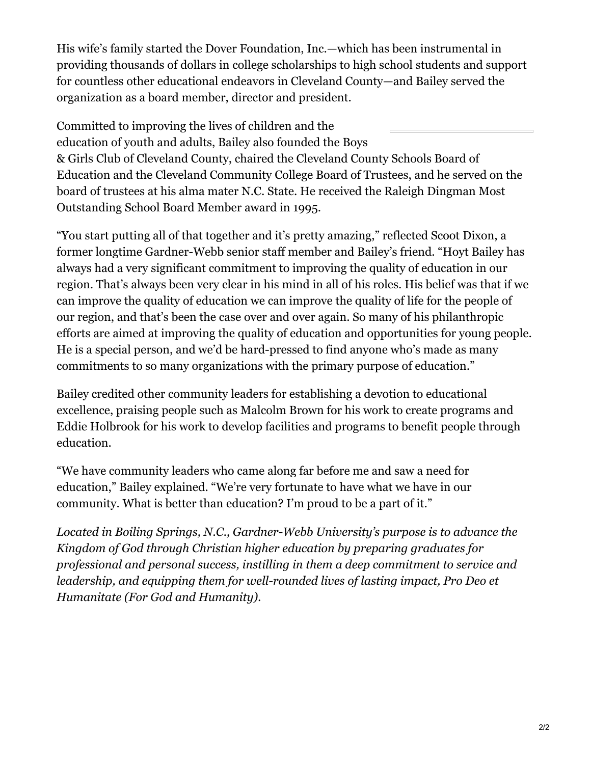His wife's family started the Dover Foundation, Inc.—which has been instrumental in providing thousands of dollars in college scholarships to high school students and support for countless other educational endeavors in Cleveland County—and Bailey served the organization as a board member, director and president.

Committed to improving the lives of children and the education of youth and adults, Bailey also founded the Boys & Girls Club of Cleveland County, chaired the Cleveland County Schools Board of Education and the Cleveland Community College Board of Trustees, and he served on the board of trustees at his alma mater N.C. State. He received the Raleigh Dingman Most Outstanding School Board Member award in 1995.

"You start putting all of that together and it's pretty amazing," reflected Scoot Dixon, a former longtime Gardner-Webb senior staff member and Bailey's friend. "Hoyt Bailey has always had a very significant commitment to improving the quality of education in our region. That's always been very clear in his mind in all of his roles. His belief was that if we can improve the quality of education we can improve the quality of life for the people of our region, and that's been the case over and over again. So many of his philanthropic efforts are aimed at improving the quality of education and opportunities for young people. He is a special person, and we'd be hard-pressed to find anyone who's made as many commitments to so many organizations with the primary purpose of education."

Bailey credited other community leaders for establishing a devotion to educational excellence, praising people such as Malcolm Brown for his work to create programs and Eddie Holbrook for his work to develop facilities and programs to benefit people through education.

"We have community leaders who came along far before me and saw a need for education," Bailey explained. "We're very fortunate to have what we have in our community. What is better than education? I'm proud to be a part of it."

*Located in Boiling Springs, N.C., Gardner-Webb University's purpose is to advance the Kingdom of God through Christian higher education by preparing graduates for professional and personal success, instilling in them a deep commitment to service and leadership, and equipping them for well-rounded lives of lasting impact, Pro Deo et Humanitate (For God and Humanity).*